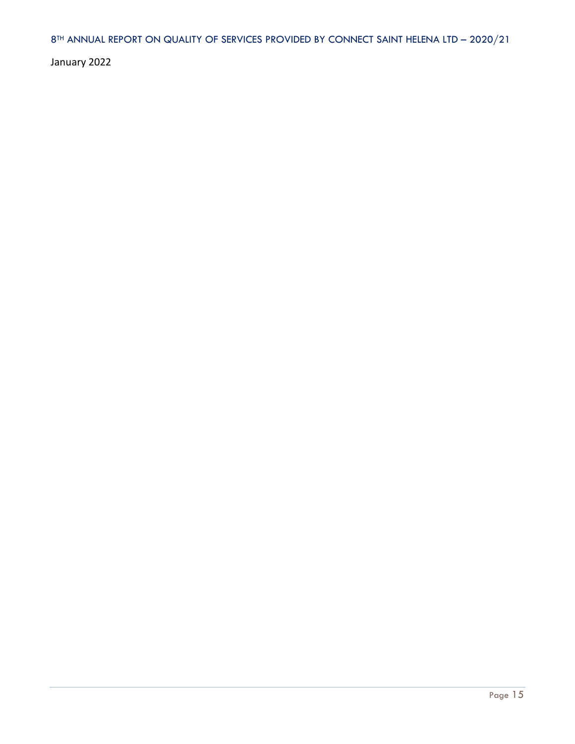# 8[TH] ANNUAL REPORT ON QUALITY OF SERVICES PROVIDED BY CONNECT SAINT HELENA LTD – 2020/21

January 2022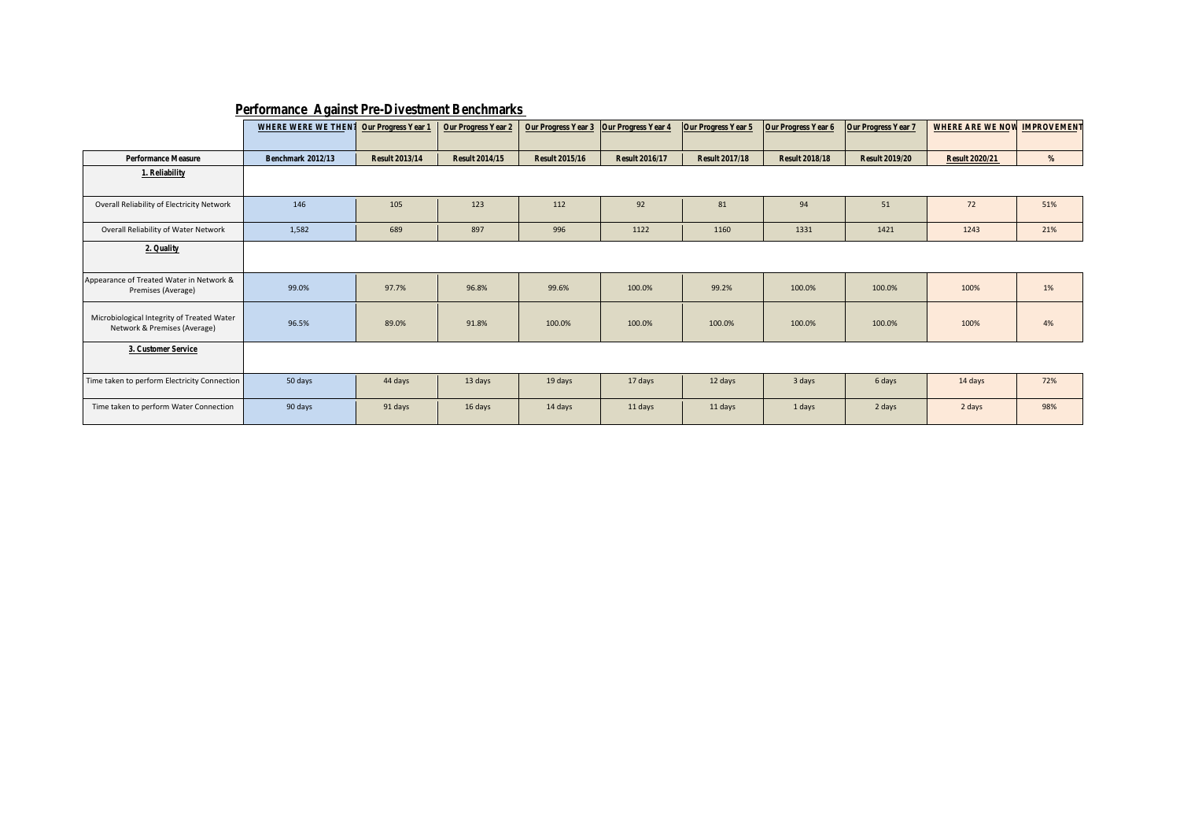## Performance Against Pre-Divestment Benchmarks

| | WHERE WERE WE THEN? | Our Progress Year 1 | Our Progress Year 2 | Our Progress Year 3 | Our Progress Year 4 | Our Progress Year 5 | Our Progress Year 6 | Our Progress Year 7 | WHERE ARE WE NOW | IMPROVEMENT |
|---|---|---|---|---|---|---|---|---|---|---|
| **Performance Measure** | **Benchmark 2012/13** | **Result 2013/14** | **Result 2014/15** | **Result 2015/16** | **Result 2016/17** | **Result 2017/18** | **Result 2018/18** | **Result 2019/20** | **Result 2020/21** | **%** |
| **1. Reliability** | | | | | | | | | | |
| Overall Reliability of Electricity Network | 146 | 105 | 123 | 112 | 92 | 81 | 94 | 51 | 72 | 51% |
| Overall Reliability of Water Network | 1,582 | 689 | 897 | 996 | 1122 | 1160 | 1331 | 1421 | 1243 | 21% |
| **2. Quality** | | | | | | | | | | |
| Appearance of Treated Water in Network & Premises (Average) | 99.0% | 97.7% | 96.8% | 99.6% | 100.0% | 99.2% | 100.0% | 100.0% | 100% | 1% |
| Microbiological Integrity of Treated Water Network & Premises (Average) | 96.5% | 89.0% | 91.8% | 100.0% | 100.0% | 100.0% | 100.0% | 100.0% | 100% | 4% |
| **3. Customer Service** | | | | | | | | | | |
| Time taken to perform Electricity Connection | 50 days | 44 days | 13 days | 19 days | 17 days | 12 days | 3 days | 6 days | 14 days | 72% |
| Time taken to perform Water Connection | 90 days | 91 days | 16 days | 14 days | 11 days | 11 days | 1 days | 2 days | 2 days | 98% |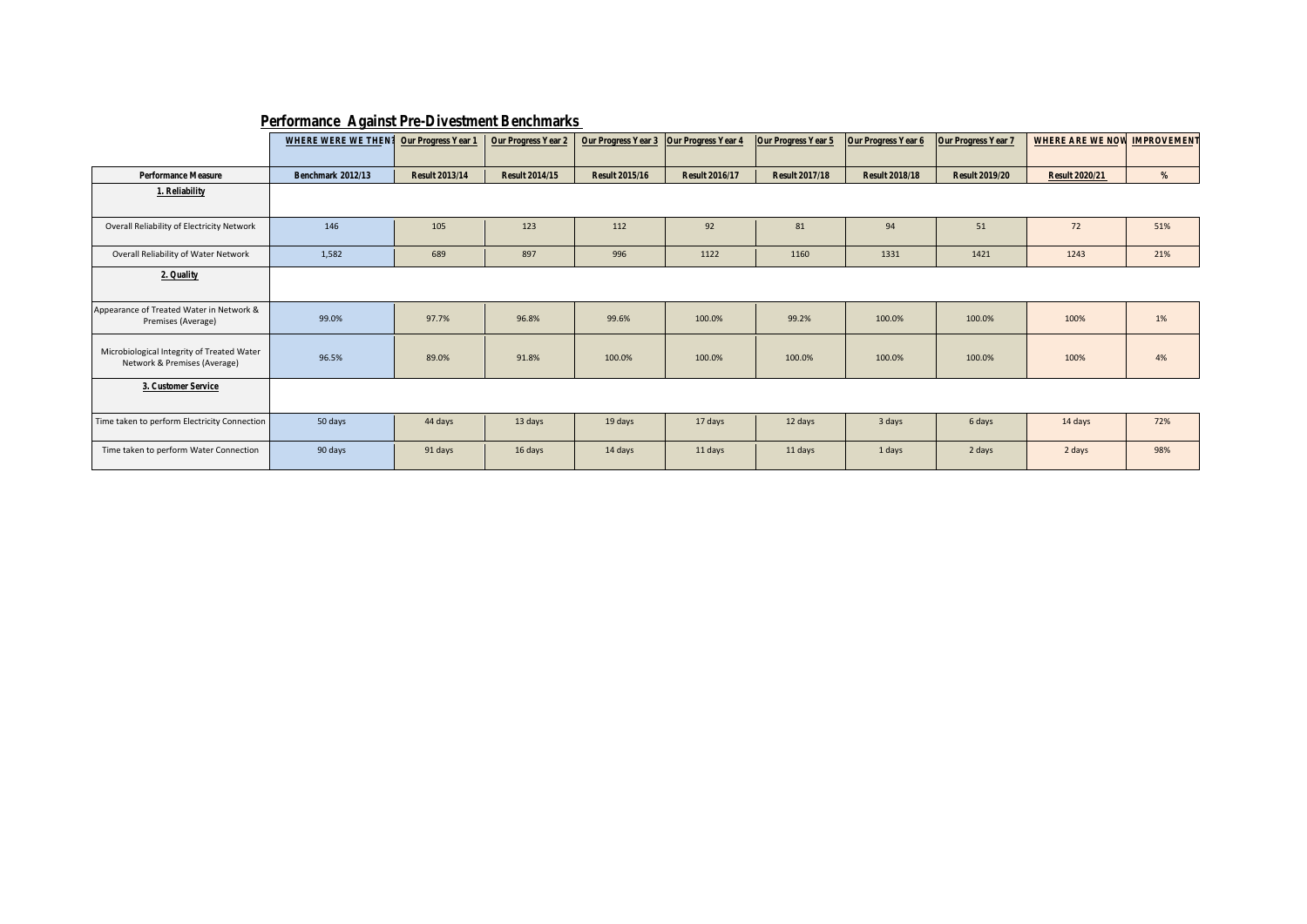## Performance Against Pre-Divestment Benchmarks

| | WHERE WERE WE THEN? | Our Progress Year 1 | Our Progress Year 2 | Our Progress Year 3 | Our Progress Year 4 | Our Progress Year 5 | Our Progress Year 6 | Our Progress Year 7 | WHERE ARE WE NOW | IMPROVEMENT |
|---|---|---|---|---|---|---|---|---|---|---|
| **Performance Measure** | **Benchmark 2012/13** | **Result 2013/14** | **Result 2014/15** | **Result 2015/16** | **Result 2016/17** | **Result 2017/18** | **Result 2018/18** | **Result 2019/20** | **Result 2020/21** | **%** |
| **1. Reliability** | | | | | | | | | | |
| Overall Reliability of Electricity Network | 146 | 105 | 123 | 112 | 92 | 81 | 94 | 51 | 72 | 51% |
| Overall Reliability of Water Network | 1,582 | 689 | 897 | 996 | 1122 | 1160 | 1331 | 1421 | 1243 | 21% |
| **2. Quality** | | | | | | | | | | |
| Appearance of Treated Water in Network & Premises (Average) | 99.0% | 97.7% | 96.8% | 99.6% | 100.0% | 99.2% | 100.0% | 100.0% | 100% | 1% |
| Microbiological Integrity of Treated Water Network & Premises (Average) | 96.5% | 89.0% | 91.8% | 100.0% | 100.0% | 100.0% | 100.0% | 100.0% | 100% | 4% |
| **3. Customer Service** | | | | | | | | | | |
| Time taken to perform Electricity Connection | 50 days | 44 days | 13 days | 19 days | 17 days | 12 days | 3 days | 6 days | 14 days | 72% |
| Time taken to perform Water Connection | 90 days | 91 days | 16 days | 14 days | 11 days | 11 days | 1 days | 2 days | 2 days | 98% |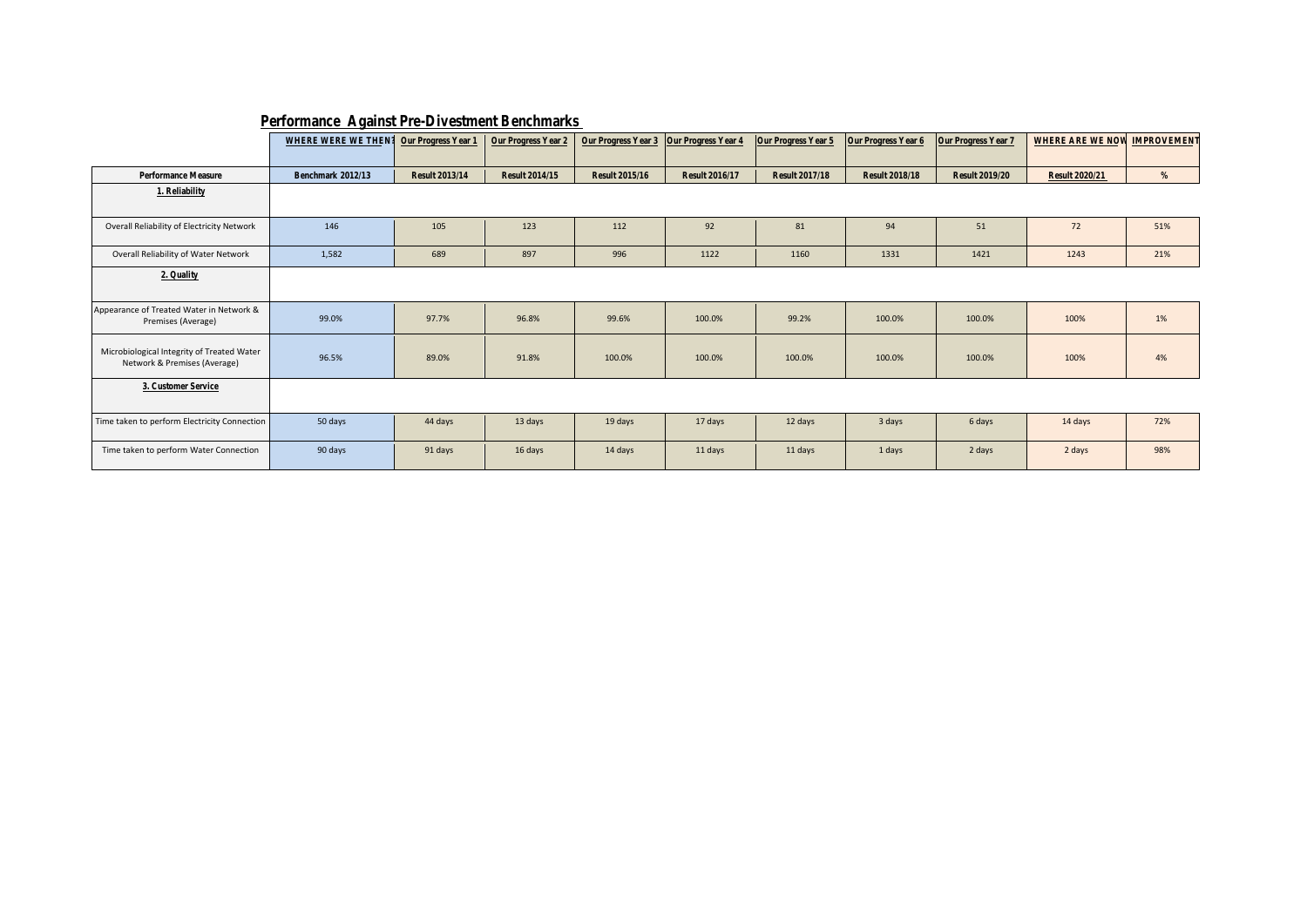## Performance Against Pre-Divestment Benchmarks

| | WHERE WERE WE THEN? | Our Progress Year 1 | Our Progress Year 2 | Our Progress Year 3 | Our Progress Year 4 | Our Progress Year 5 | Our Progress Year 6 | Our Progress Year 7 | WHERE ARE WE NOW | IMPROVEMENT |
|---|---|---|---|---|---|---|---|---|---|---|
| **Performance Measure** | **Benchmark 2012/13** | **Result 2013/14** | **Result 2014/15** | **Result 2015/16** | **Result 2016/17** | **Result 2017/18** | **Result 2018/18** | **Result 2019/20** | **Result 2020/21** | **%** |
| **1. Reliability** | | | | | | | | | | |
| Overall Reliability of Electricity Network | 146 | 105 | 123 | 112 | 92 | 81 | 94 | 51 | 72 | 51% |
| Overall Reliability of Water Network | 1,582 | 689 | 897 | 996 | 1122 | 1160 | 1331 | 1421 | 1243 | 21% |
| **2. Quality** | | | | | | | | | | |
| Appearance of Treated Water in Network & Premises (Average) | 99.0% | 97.7% | 96.8% | 99.6% | 100.0% | 99.2% | 100.0% | 100.0% | 100% | 1% |
| Microbiological Integrity of Treated Water Network & Premises (Average) | 96.5% | 89.0% | 91.8% | 100.0% | 100.0% | 100.0% | 100.0% | 100.0% | 100% | 4% |
| **3. Customer Service** | | | | | | | | | | |
| Time taken to perform Electricity Connection | 50 days | 44 days | 13 days | 19 days | 17 days | 12 days | 3 days | 6 days | 14 days | 72% |
| Time taken to perform Water Connection | 90 days | 91 days | 16 days | 14 days | 11 days | 11 days | 1 days | 2 days | 2 days | 98% |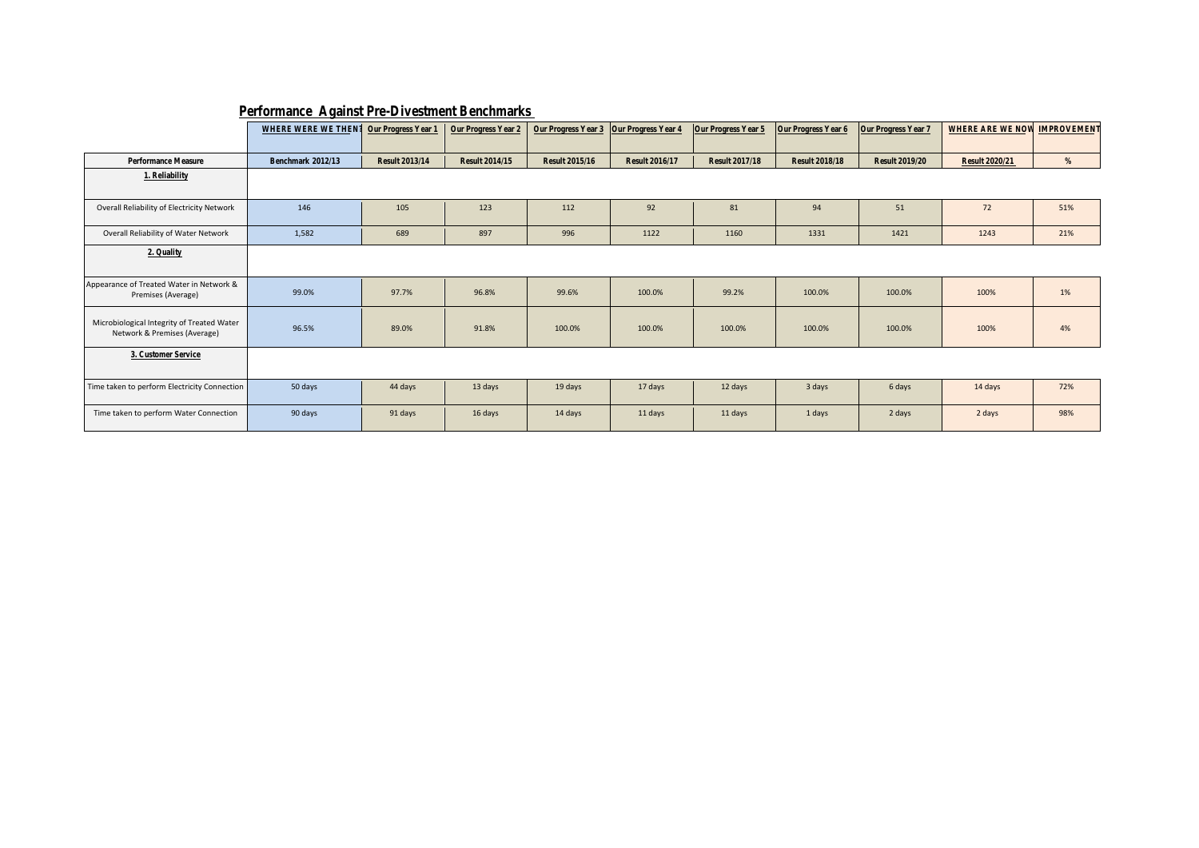## Performance Against Pre-Divestment Benchmarks

| | WHERE WERE WE THEN? | Our Progress Year 1 | Our Progress Year 2 | Our Progress Year 3 | Our Progress Year 4 | Our Progress Year 5 | Our Progress Year 6 | Our Progress Year 7 | WHERE ARE WE NOW | IMPROVEMENT |
|---|---|---|---|---|---|---|---|---|---|---|
| **Performance Measure** | **Benchmark 2012/13** | **Result 2013/14** | **Result 2014/15** | **Result 2015/16** | **Result 2016/17** | **Result 2017/18** | **Result 2018/18** | **Result 2019/20** | **Result 2020/21** | **%** |
| **1. Reliability** | | | | | | | | | | |
| Overall Reliability of Electricity Network | 146 | 105 | 123 | 112 | 92 | 81 | 94 | 51 | 72 | 51% |
| Overall Reliability of Water Network | 1,582 | 689 | 897 | 996 | 1122 | 1160 | 1331 | 1421 | 1243 | 21% |
| **2. Quality** | | | | | | | | | | |
| Appearance of Treated Water in Network & Premises (Average) | 99.0% | 97.7% | 96.8% | 99.6% | 100.0% | 99.2% | 100.0% | 100.0% | 100% | 1% |
| Microbiological Integrity of Treated Water Network & Premises (Average) | 96.5% | 89.0% | 91.8% | 100.0% | 100.0% | 100.0% | 100.0% | 100.0% | 100% | 4% |
| **3. Customer Service** | | | | | | | | | | |
| Time taken to perform Electricity Connection | 50 days | 44 days | 13 days | 19 days | 17 days | 12 days | 3 days | 6 days | 14 days | 72% |
| Time taken to perform Water Connection | 90 days | 91 days | 16 days | 14 days | 11 days | 11 days | 1 days | 2 days | 2 days | 98% |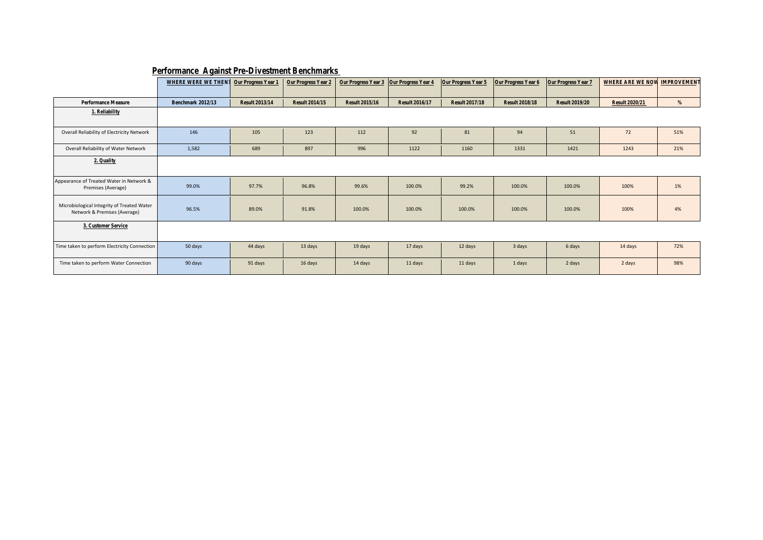## Performance Against Pre-Divestment Benchmarks

| | WHERE WERE WE THEN? | Our Progress Year 1 | Our Progress Year 2 | Our Progress Year 3 | Our Progress Year 4 | Our Progress Year 5 | Our Progress Year 6 | Our Progress Year 7 | WHERE ARE WE NOW | IMPROVEMENT |
|---|---|---|---|---|---|---|---|---|---|---|
| **Performance Measure** | **Benchmark 2012/13** | **Result 2013/14** | **Result 2014/15** | **Result 2015/16** | **Result 2016/17** | **Result 2017/18** | **Result 2018/18** | **Result 2019/20** | **Result 2020/21** | **%** |
| **1. Reliability** | | | | | | | | | | |
| Overall Reliability of Electricity Network | 146 | 105 | 123 | 112 | 92 | 81 | 94 | 51 | 72 | 51% |
| Overall Reliability of Water Network | 1,582 | 689 | 897 | 996 | 1122 | 1160 | 1331 | 1421 | 1243 | 21% |
| **2. Quality** | | | | | | | | | | |
| Appearance of Treated Water in Network & Premises (Average) | 99.0% | 97.7% | 96.8% | 99.6% | 100.0% | 99.2% | 100.0% | 100.0% | 100% | 1% |
| Microbiological Integrity of Treated Water Network & Premises (Average) | 96.5% | 89.0% | 91.8% | 100.0% | 100.0% | 100.0% | 100.0% | 100.0% | 100% | 4% |
| **3. Customer Service** | | | | | | | | | | |
| Time taken to perform Electricity Connection | 50 days | 44 days | 13 days | 19 days | 17 days | 12 days | 3 days | 6 days | 14 days | 72% |
| Time taken to perform Water Connection | 90 days | 91 days | 16 days | 14 days | 11 days | 11 days | 1 days | 2 days | 2 days | 98% |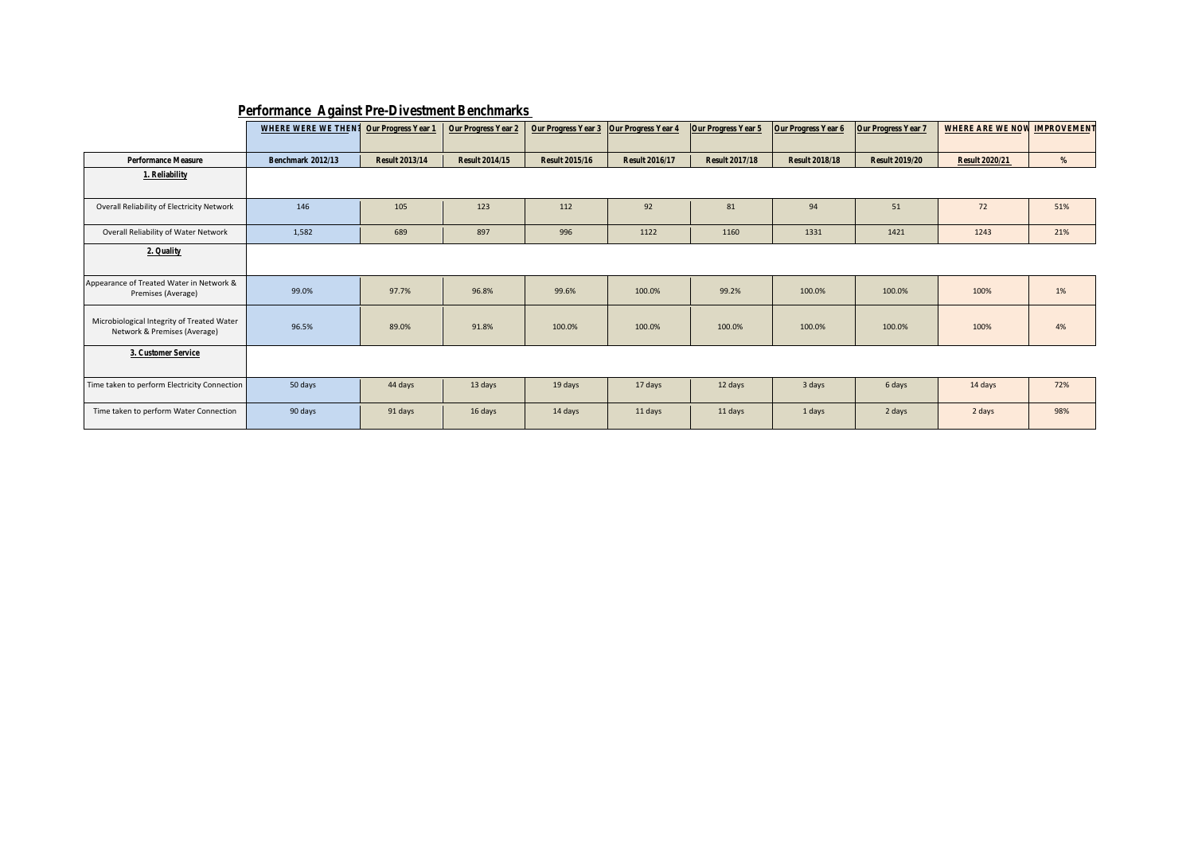## Performance Against Pre-Divestment Benchmarks

| | WHERE WERE WE THEN? | Our Progress Year 1 | Our Progress Year 2 | Our Progress Year 3 | Our Progress Year 4 | Our Progress Year 5 | Our Progress Year 6 | Our Progress Year 7 | WHERE ARE WE NOW | IMPROVEMENT |
|---|---|---|---|---|---|---|---|---|---|---|
| **Performance Measure** | **Benchmark 2012/13** | **Result 2013/14** | **Result 2014/15** | **Result 2015/16** | **Result 2016/17** | **Result 2017/18** | **Result 2018/18** | **Result 2019/20** | **Result 2020/21** | **%** |
| **1. Reliability** | | | | | | | | | | |
| Overall Reliability of Electricity Network | 146 | 105 | 123 | 112 | 92 | 81 | 94 | 51 | 72 | 51% |
| Overall Reliability of Water Network | 1,582 | 689 | 897 | 996 | 1122 | 1160 | 1331 | 1421 | 1243 | 21% |
| **2. Quality** | | | | | | | | | | |
| Appearance of Treated Water in Network & Premises (Average) | 99.0% | 97.7% | 96.8% | 99.6% | 100.0% | 99.2% | 100.0% | 100.0% | 100% | 1% |
| Microbiological Integrity of Treated Water Network & Premises (Average) | 96.5% | 89.0% | 91.8% | 100.0% | 100.0% | 100.0% | 100.0% | 100.0% | 100% | 4% |
| **3. Customer Service** | | | | | | | | | | |
| Time taken to perform Electricity Connection | 50 days | 44 days | 13 days | 19 days | 17 days | 12 days | 3 days | 6 days | 14 days | 72% |
| Time taken to perform Water Connection | 90 days | 91 days | 16 days | 14 days | 11 days | 11 days | 1 days | 2 days | 2 days | 98% |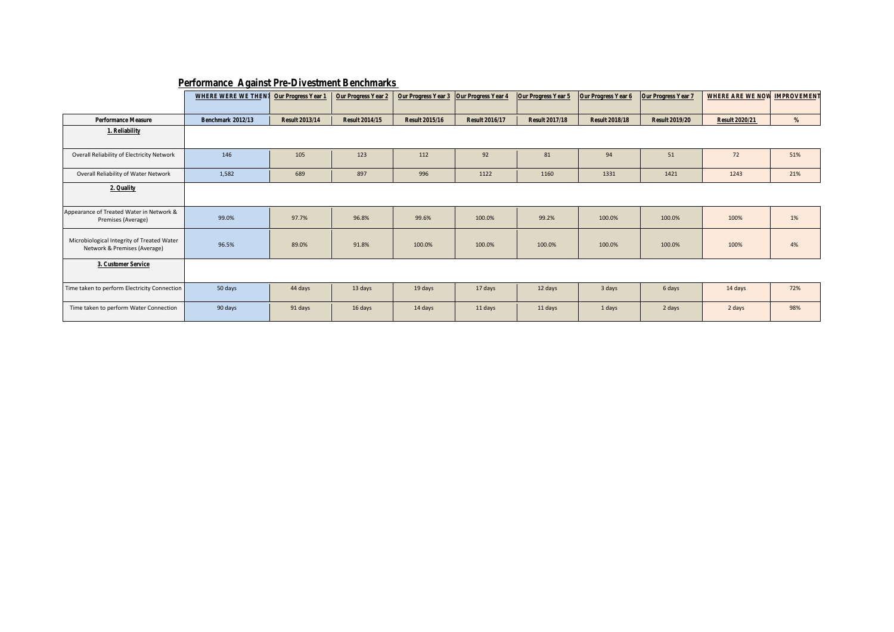## Performance Against Pre-Divestment Benchmarks

| | WHERE WERE WE THEN? | Our Progress Year 1 | Our Progress Year 2 | Our Progress Year 3 | Our Progress Year 4 | Our Progress Year 5 | Our Progress Year 6 | Our Progress Year 7 | WHERE ARE WE NOW | IMPROVEMENT |
|---|---|---|---|---|---|---|---|---|---|---|
| **Performance Measure** | **Benchmark 2012/13** | **Result 2013/14** | **Result 2014/15** | **Result 2015/16** | **Result 2016/17** | **Result 2017/18** | **Result 2018/18** | **Result 2019/20** | **Result 2020/21** | **%** |
| **1. Reliability** | | | | | | | | | | |
| Overall Reliability of Electricity Network | 146 | 105 | 123 | 112 | 92 | 81 | 94 | 51 | 72 | 51% |
| Overall Reliability of Water Network | 1,582 | 689 | 897 | 996 | 1122 | 1160 | 1331 | 1421 | 1243 | 21% |
| **2. Quality** | | | | | | | | | | |
| Appearance of Treated Water in Network & Premises (Average) | 99.0% | 97.7% | 96.8% | 99.6% | 100.0% | 99.2% | 100.0% | 100.0% | 100% | 1% |
| Microbiological Integrity of Treated Water Network & Premises (Average) | 96.5% | 89.0% | 91.8% | 100.0% | 100.0% | 100.0% | 100.0% | 100.0% | 100% | 4% |
| **3. Customer Service** | | | | | | | | | | |
| Time taken to perform Electricity Connection | 50 days | 44 days | 13 days | 19 days | 17 days | 12 days | 3 days | 6 days | 14 days | 72% |
| Time taken to perform Water Connection | 90 days | 91 days | 16 days | 14 days | 11 days | 11 days | 1 days | 2 days | 2 days | 98% |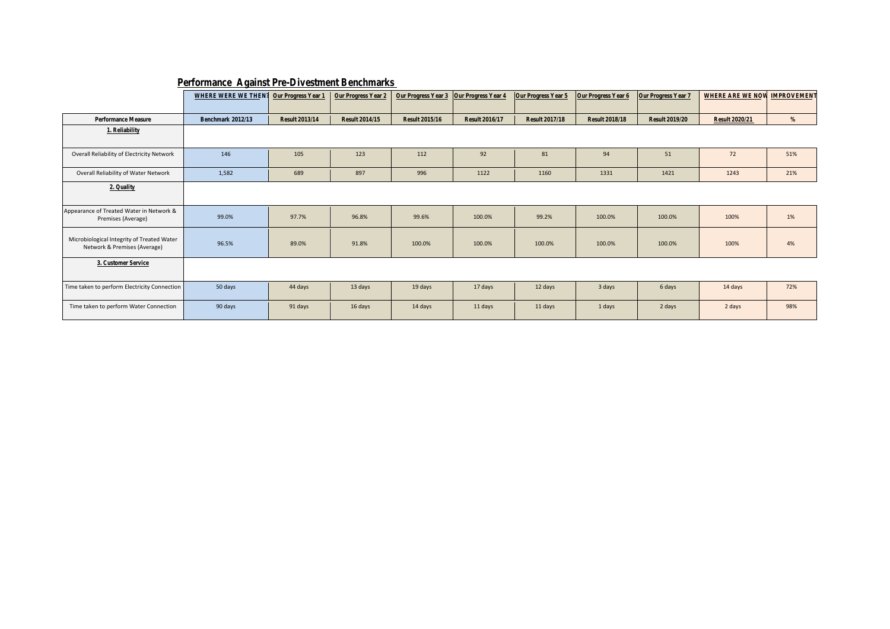## Performance Against Pre-Divestment Benchmarks

| | WHERE WERE WE THEN? | Our Progress Year 1 | Our Progress Year 2 | Our Progress Year 3 | Our Progress Year 4 | Our Progress Year 5 | Our Progress Year 6 | Our Progress Year 7 | WHERE ARE WE NOW | IMPROVEMENT |
|---|---|---|---|---|---|---|---|---|---|---|
| **Performance Measure** | **Benchmark 2012/13** | **Result 2013/14** | **Result 2014/15** | **Result 2015/16** | **Result 2016/17** | **Result 2017/18** | **Result 2018/18** | **Result 2019/20** | **Result 2020/21** | **%** |
| **1. Reliability** | | | | | | | | | | |
| Overall Reliability of Electricity Network | 146 | 105 | 123 | 112 | 92 | 81 | 94 | 51 | 72 | 51% |
| Overall Reliability of Water Network | 1,582 | 689 | 897 | 996 | 1122 | 1160 | 1331 | 1421 | 1243 | 21% |
| **2. Quality** | | | | | | | | | | |
| Appearance of Treated Water in Network & Premises (Average) | 99.0% | 97.7% | 96.8% | 99.6% | 100.0% | 99.2% | 100.0% | 100.0% | 100% | 1% |
| Microbiological Integrity of Treated Water Network & Premises (Average) | 96.5% | 89.0% | 91.8% | 100.0% | 100.0% | 100.0% | 100.0% | 100.0% | 100% | 4% |
| **3. Customer Service** | | | | | | | | | | |
| Time taken to perform Electricity Connection | 50 days | 44 days | 13 days | 19 days | 17 days | 12 days | 3 days | 6 days | 14 days | 72% |
| Time taken to perform Water Connection | 90 days | 91 days | 16 days | 14 days | 11 days | 11 days | 1 days | 2 days | 2 days | 98% |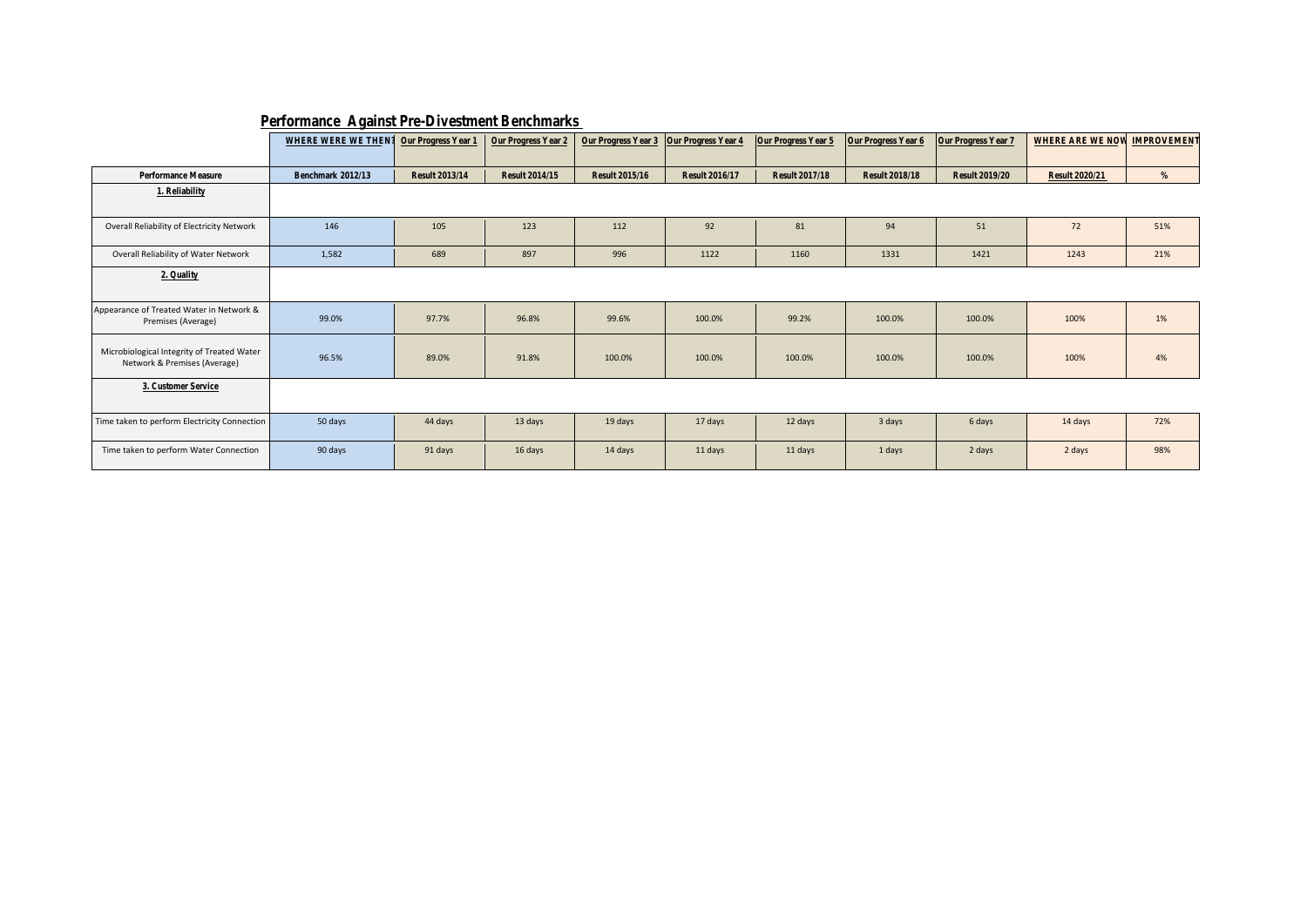## Performance Against Pre-Divestment Benchmarks

| | WHERE WERE WE THEN? | Our Progress Year 1 | Our Progress Year 2 | Our Progress Year 3 | Our Progress Year 4 | Our Progress Year 5 | Our Progress Year 6 | Our Progress Year 7 | WHERE ARE WE NOW | IMPROVEMENT |
|---|---|---|---|---|---|---|---|---|---|---|
| **Performance Measure** | **Benchmark 2012/13** | **Result 2013/14** | **Result 2014/15** | **Result 2015/16** | **Result 2016/17** | **Result 2017/18** | **Result 2018/18** | **Result 2019/20** | **Result 2020/21** | **%** |
| **1. Reliability** | | | | | | | | | | |
| Overall Reliability of Electricity Network | 146 | 105 | 123 | 112 | 92 | 81 | 94 | 51 | 72 | 51% |
| Overall Reliability of Water Network | 1,582 | 689 | 897 | 996 | 1122 | 1160 | 1331 | 1421 | 1243 | 21% |
| **2. Quality** | | | | | | | | | | |
| Appearance of Treated Water in Network & Premises (Average) | 99.0% | 97.7% | 96.8% | 99.6% | 100.0% | 99.2% | 100.0% | 100.0% | 100% | 1% |
| Microbiological Integrity of Treated Water Network & Premises (Average) | 96.5% | 89.0% | 91.8% | 100.0% | 100.0% | 100.0% | 100.0% | 100.0% | 100% | 4% |
| **3. Customer Service** | | | | | | | | | | |
| Time taken to perform Electricity Connection | 50 days | 44 days | 13 days | 19 days | 17 days | 12 days | 3 days | 6 days | 14 days | 72% |
| Time taken to perform Water Connection | 90 days | 91 days | 16 days | 14 days | 11 days | 11 days | 1 days | 2 days | 2 days | 98% |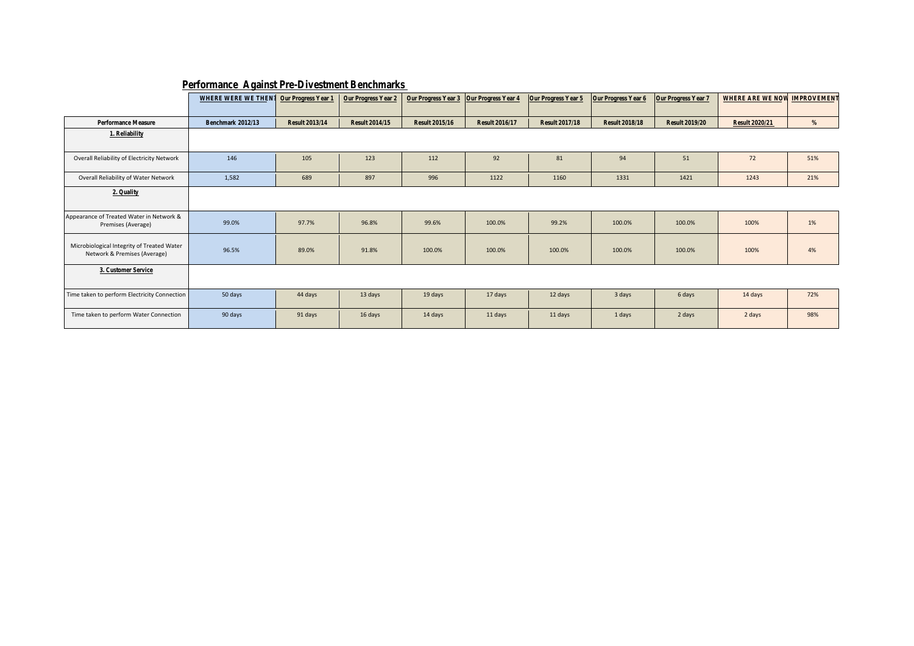## Performance Against Pre-Divestment Benchmarks

| | WHERE WERE WE THEN? | Our Progress Year 1 | Our Progress Year 2 | Our Progress Year 3 | Our Progress Year 4 | Our Progress Year 5 | Our Progress Year 6 | Our Progress Year 7 | WHERE ARE WE NOW | IMPROVEMENT |
|---|---|---|---|---|---|---|---|---|---|---|
| **Performance Measure** | **Benchmark 2012/13** | **Result 2013/14** | **Result 2014/15** | **Result 2015/16** | **Result 2016/17** | **Result 2017/18** | **Result 2018/18** | **Result 2019/20** | **Result 2020/21** | **%** |
| **1. Reliability** | | | | | | | | | | |
| Overall Reliability of Electricity Network | 146 | 105 | 123 | 112 | 92 | 81 | 94 | 51 | 72 | 51% |
| Overall Reliability of Water Network | 1,582 | 689 | 897 | 996 | 1122 | 1160 | 1331 | 1421 | 1243 | 21% |
| **2. Quality** | | | | | | | | | | |
| Appearance of Treated Water in Network & Premises (Average) | 99.0% | 97.7% | 96.8% | 99.6% | 100.0% | 99.2% | 100.0% | 100.0% | 100% | 1% |
| Microbiological Integrity of Treated Water Network & Premises (Average) | 96.5% | 89.0% | 91.8% | 100.0% | 100.0% | 100.0% | 100.0% | 100.0% | 100% | 4% |
| **3. Customer Service** | | | | | | | | | | |
| Time taken to perform Electricity Connection | 50 days | 44 days | 13 days | 19 days | 17 days | 12 days | 3 days | 6 days | 14 days | 72% |
| Time taken to perform Water Connection | 90 days | 91 days | 16 days | 14 days | 11 days | 11 days | 1 days | 2 days | 2 days | 98% |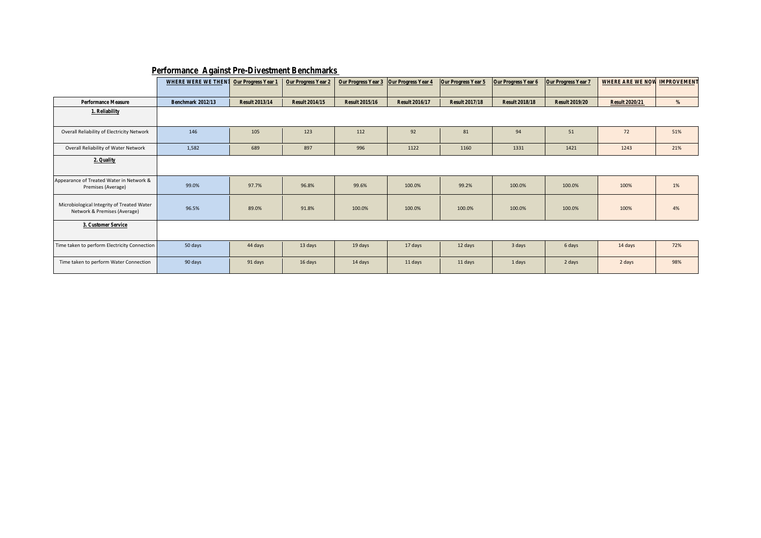## Performance Against Pre-Divestment Benchmarks

| | WHERE WERE WE THEN? | Our Progress Year 1 | Our Progress Year 2 | Our Progress Year 3 | Our Progress Year 4 | Our Progress Year 5 | Our Progress Year 6 | Our Progress Year 7 | WHERE ARE WE NOW | IMPROVEMENT |
|---|---|---|---|---|---|---|---|---|---|---|
| **Performance Measure** | **Benchmark 2012/13** | **Result 2013/14** | **Result 2014/15** | **Result 2015/16** | **Result 2016/17** | **Result 2017/18** | **Result 2018/18** | **Result 2019/20** | **Result 2020/21** | **%** |
| **1. Reliability** | | | | | | | | | | |
| Overall Reliability of Electricity Network | 146 | 105 | 123 | 112 | 92 | 81 | 94 | 51 | 72 | 51% |
| Overall Reliability of Water Network | 1,582 | 689 | 897 | 996 | 1122 | 1160 | 1331 | 1421 | 1243 | 21% |
| **2. Quality** | | | | | | | | | | |
| Appearance of Treated Water in Network & Premises (Average) | 99.0% | 97.7% | 96.8% | 99.6% | 100.0% | 99.2% | 100.0% | 100.0% | 100% | 1% |
| Microbiological Integrity of Treated Water Network & Premises (Average) | 96.5% | 89.0% | 91.8% | 100.0% | 100.0% | 100.0% | 100.0% | 100.0% | 100% | 4% |
| **3. Customer Service** | | | | | | | | | | |
| Time taken to perform Electricity Connection | 50 days | 44 days | 13 days | 19 days | 17 days | 12 days | 3 days | 6 days | 14 days | 72% |
| Time taken to perform Water Connection | 90 days | 91 days | 16 days | 14 days | 11 days | 11 days | 1 days | 2 days | 2 days | 98% |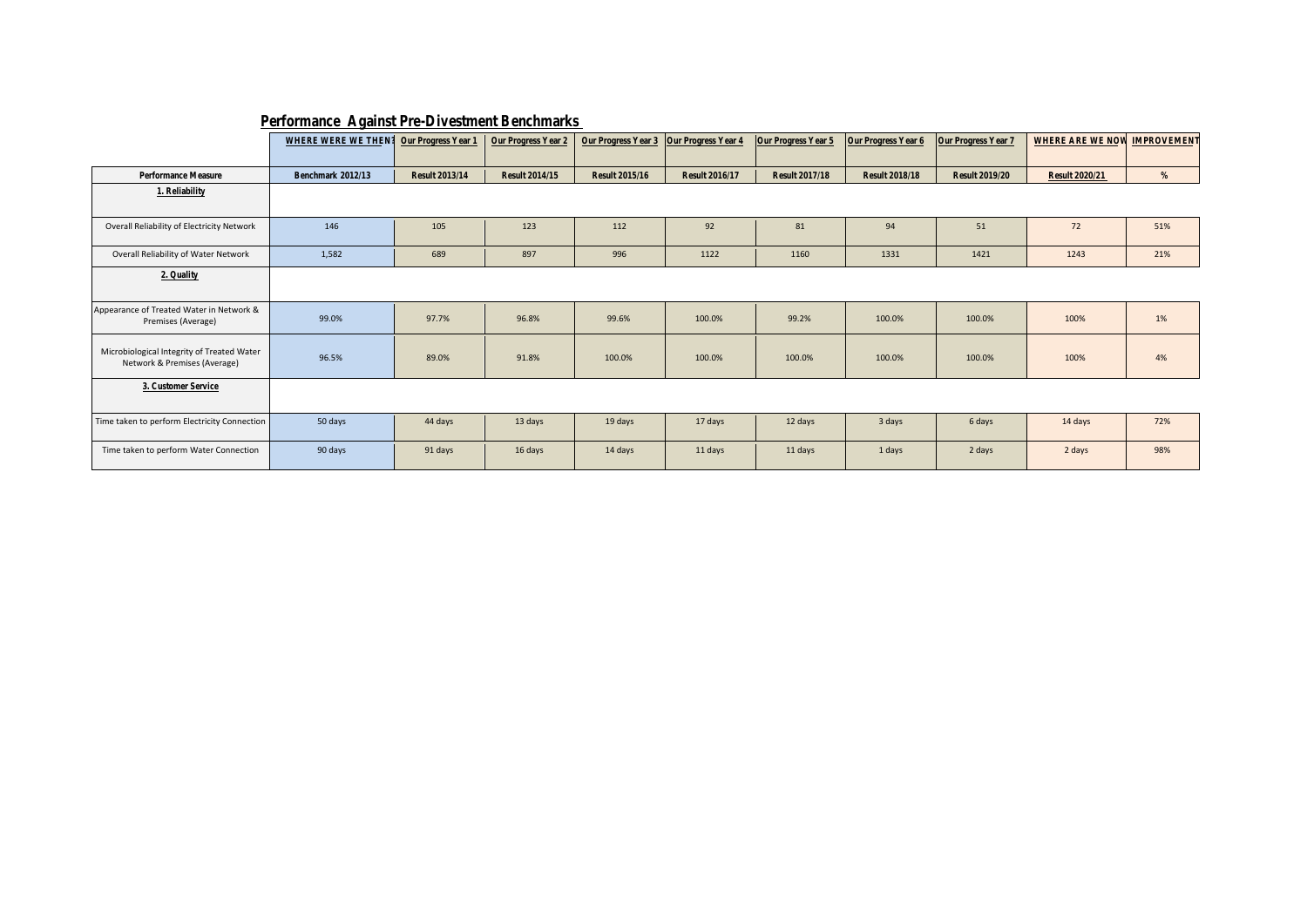## Performance Against Pre-Divestment Benchmarks

| | WHERE WERE WE THEN? | Our Progress Year 1 | Our Progress Year 2 | Our Progress Year 3 | Our Progress Year 4 | Our Progress Year 5 | Our Progress Year 6 | Our Progress Year 7 | WHERE ARE WE NOW | IMPROVEMENT |
|---|---|---|---|---|---|---|---|---|---|---|
| **Performance Measure** | **Benchmark 2012/13** | **Result 2013/14** | **Result 2014/15** | **Result 2015/16** | **Result 2016/17** | **Result 2017/18** | **Result 2018/18** | **Result 2019/20** | **Result 2020/21** | **%** |
| **1. Reliability** | | | | | | | | | | |
| Overall Reliability of Electricity Network | 146 | 105 | 123 | 112 | 92 | 81 | 94 | 51 | 72 | 51% |
| Overall Reliability of Water Network | 1,582 | 689 | 897 | 996 | 1122 | 1160 | 1331 | 1421 | 1243 | 21% |
| **2. Quality** | | | | | | | | | | |
| Appearance of Treated Water in Network & Premises (Average) | 99.0% | 97.7% | 96.8% | 99.6% | 100.0% | 99.2% | 100.0% | 100.0% | 100% | 1% |
| Microbiological Integrity of Treated Water Network & Premises (Average) | 96.5% | 89.0% | 91.8% | 100.0% | 100.0% | 100.0% | 100.0% | 100.0% | 100% | 4% |
| **3. Customer Service** | | | | | | | | | | |
| Time taken to perform Electricity Connection | 50 days | 44 days | 13 days | 19 days | 17 days | 12 days | 3 days | 6 days | 14 days | 72% |
| Time taken to perform Water Connection | 90 days | 91 days | 16 days | 14 days | 11 days | 11 days | 1 days | 2 days | 2 days | 98% |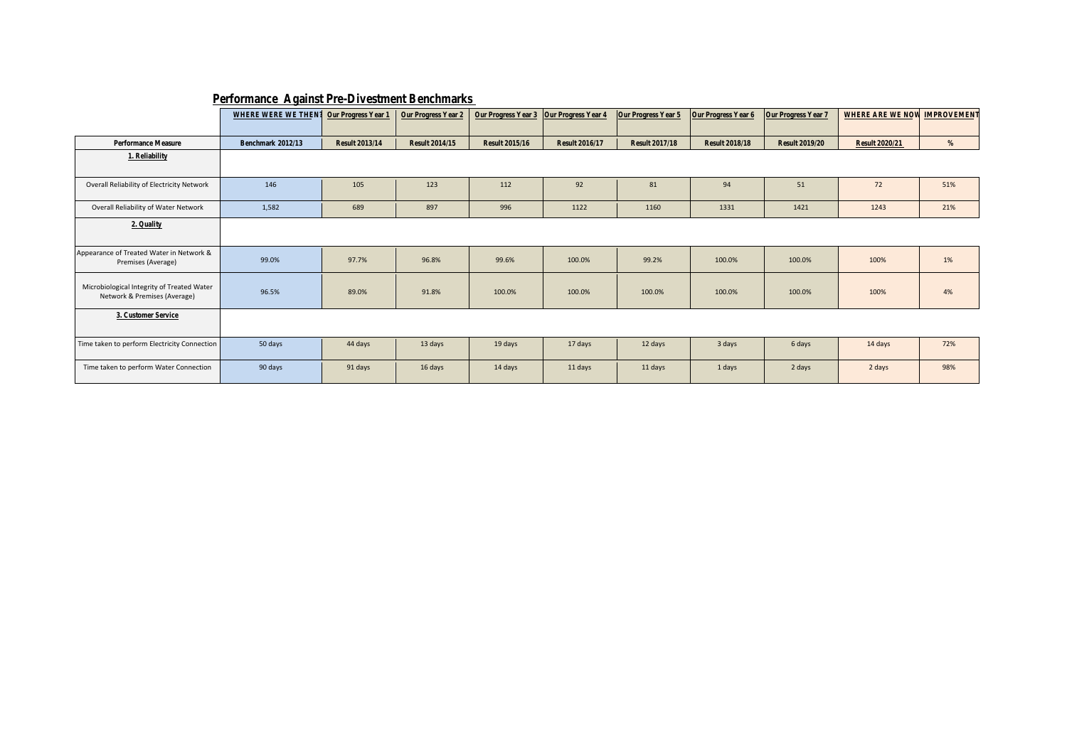## Performance Against Pre-Divestment Benchmarks

| | WHERE WERE WE THEN? | Our Progress Year 1 | Our Progress Year 2 | Our Progress Year 3 | Our Progress Year 4 | Our Progress Year 5 | Our Progress Year 6 | Our Progress Year 7 | WHERE ARE WE NOW | IMPROVEMENT |
|---|---|---|---|---|---|---|---|---|---|---|
| **Performance Measure** | **Benchmark 2012/13** | **Result 2013/14** | **Result 2014/15** | **Result 2015/16** | **Result 2016/17** | **Result 2017/18** | **Result 2018/18** | **Result 2019/20** | **Result 2020/21** | **%** |
| **1. Reliability** | | | | | | | | | | |
| Overall Reliability of Electricity Network | 146 | 105 | 123 | 112 | 92 | 81 | 94 | 51 | 72 | 51% |
| Overall Reliability of Water Network | 1,582 | 689 | 897 | 996 | 1122 | 1160 | 1331 | 1421 | 1243 | 21% |
| **2. Quality** | | | | | | | | | | |
| Appearance of Treated Water in Network & Premises (Average) | 99.0% | 97.7% | 96.8% | 99.6% | 100.0% | 99.2% | 100.0% | 100.0% | 100% | 1% |
| Microbiological Integrity of Treated Water Network & Premises (Average) | 96.5% | 89.0% | 91.8% | 100.0% | 100.0% | 100.0% | 100.0% | 100.0% | 100% | 4% |
| **3. Customer Service** | | | | | | | | | | |
| Time taken to perform Electricity Connection | 50 days | 44 days | 13 days | 19 days | 17 days | 12 days | 3 days | 6 days | 14 days | 72% |
| Time taken to perform Water Connection | 90 days | 91 days | 16 days | 14 days | 11 days | 11 days | 1 days | 2 days | 2 days | 98% |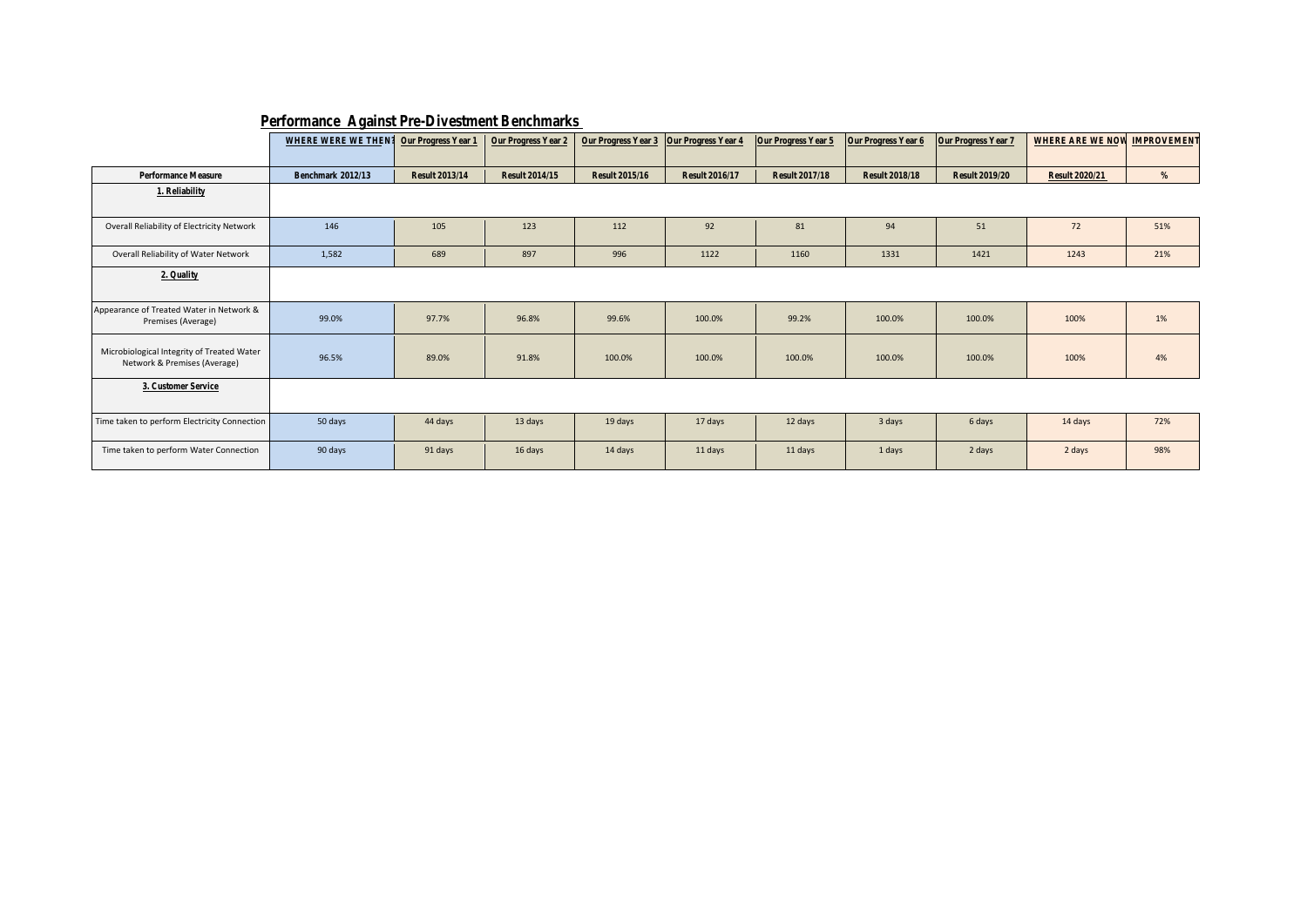## Performance Against Pre-Divestment Benchmarks

| | WHERE WERE WE THEN? | Our Progress Year 1 | Our Progress Year 2 | Our Progress Year 3 | Our Progress Year 4 | Our Progress Year 5 | Our Progress Year 6 | Our Progress Year 7 | WHERE ARE WE NOW | IMPROVEMENT |
|---|---|---|---|---|---|---|---|---|---|---|
| **Performance Measure** | **Benchmark 2012/13** | **Result 2013/14** | **Result 2014/15** | **Result 2015/16** | **Result 2016/17** | **Result 2017/18** | **Result 2018/18** | **Result 2019/20** | **Result 2020/21** | **%** |
| **1. Reliability** | | | | | | | | | | |
| Overall Reliability of Electricity Network | 146 | 105 | 123 | 112 | 92 | 81 | 94 | 51 | 72 | 51% |
| Overall Reliability of Water Network | 1,582 | 689 | 897 | 996 | 1122 | 1160 | 1331 | 1421 | 1243 | 21% |
| **2. Quality** | | | | | | | | | | |
| Appearance of Treated Water in Network & Premises (Average) | 99.0% | 97.7% | 96.8% | 99.6% | 100.0% | 99.2% | 100.0% | 100.0% | 100% | 1% |
| Microbiological Integrity of Treated Water Network & Premises (Average) | 96.5% | 89.0% | 91.8% | 100.0% | 100.0% | 100.0% | 100.0% | 100.0% | 100% | 4% |
| **3. Customer Service** | | | | | | | | | | |
| Time taken to perform Electricity Connection | 50 days | 44 days | 13 days | 19 days | 17 days | 12 days | 3 days | 6 days | 14 days | 72% |
| Time taken to perform Water Connection | 90 days | 91 days | 16 days | 14 days | 11 days | 11 days | 1 days | 2 days | 2 days | 98% |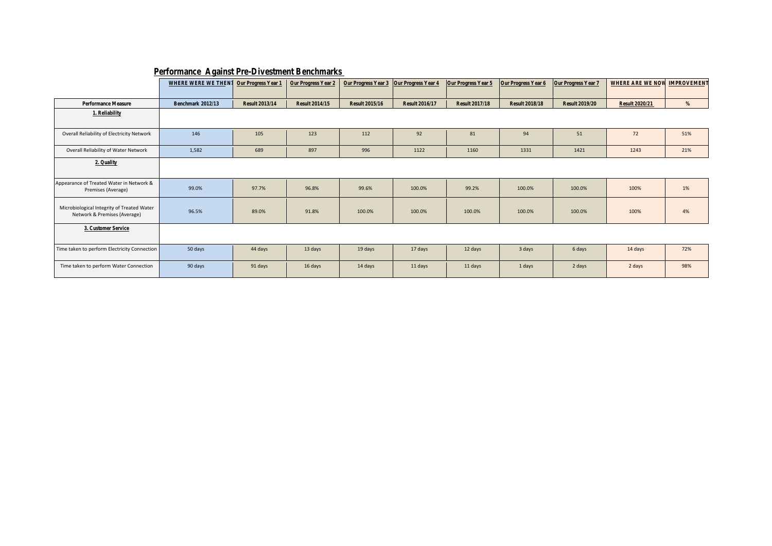## Performance Against Pre-Divestment Benchmarks

| | WHERE WERE WE THEN? | Our Progress Year 1 | Our Progress Year 2 | Our Progress Year 3 | Our Progress Year 4 | Our Progress Year 5 | Our Progress Year 6 | Our Progress Year 7 | WHERE ARE WE NOW | IMPROVEMENT |
|---|---|---|---|---|---|---|---|---|---|---|
| **Performance Measure** | **Benchmark 2012/13** | **Result 2013/14** | **Result 2014/15** | **Result 2015/16** | **Result 2016/17** | **Result 2017/18** | **Result 2018/18** | **Result 2019/20** | **Result 2020/21** | **%** |
| **1. Reliability** | | | | | | | | | | |
| Overall Reliability of Electricity Network | 146 | 105 | 123 | 112 | 92 | 81 | 94 | 51 | 72 | 51% |
| Overall Reliability of Water Network | 1,582 | 689 | 897 | 996 | 1122 | 1160 | 1331 | 1421 | 1243 | 21% |
| **2. Quality** | | | | | | | | | | |
| Appearance of Treated Water in Network & Premises (Average) | 99.0% | 97.7% | 96.8% | 99.6% | 100.0% | 99.2% | 100.0% | 100.0% | 100% | 1% |
| Microbiological Integrity of Treated Water Network & Premises (Average) | 96.5% | 89.0% | 91.8% | 100.0% | 100.0% | 100.0% | 100.0% | 100.0% | 100% | 4% |
| **3. Customer Service** | | | | | | | | | | |
| Time taken to perform Electricity Connection | 50 days | 44 days | 13 days | 19 days | 17 days | 12 days | 3 days | 6 days | 14 days | 72% |
| Time taken to perform Water Connection | 90 days | 91 days | 16 days | 14 days | 11 days | 11 days | 1 days | 2 days | 2 days | 98% |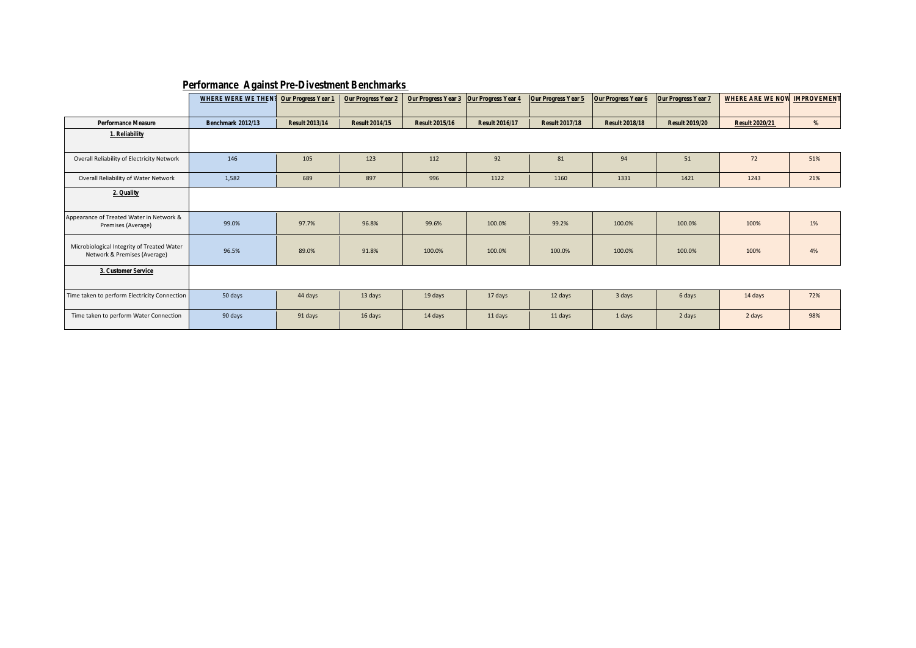## Performance Against Pre-Divestment Benchmarks

| | WHERE WERE WE THEN? | Our Progress Year 1 | Our Progress Year 2 | Our Progress Year 3 | Our Progress Year 4 | Our Progress Year 5 | Our Progress Year 6 | Our Progress Year 7 | WHERE ARE WE NOW | IMPROVEMENT |
|---|---|---|---|---|---|---|---|---|---|---|
| **Performance Measure** | **Benchmark 2012/13** | **Result 2013/14** | **Result 2014/15** | **Result 2015/16** | **Result 2016/17** | **Result 2017/18** | **Result 2018/18** | **Result 2019/20** | **Result 2020/21** | **%** |
| **1. Reliability** | | | | | | | | | | |
| Overall Reliability of Electricity Network | 146 | 105 | 123 | 112 | 92 | 81 | 94 | 51 | 72 | 51% |
| Overall Reliability of Water Network | 1,582 | 689 | 897 | 996 | 1122 | 1160 | 1331 | 1421 | 1243 | 21% |
| **2. Quality** | | | | | | | | | | |
| Appearance of Treated Water in Network & Premises (Average) | 99.0% | 97.7% | 96.8% | 99.6% | 100.0% | 99.2% | 100.0% | 100.0% | 100% | 1% |
| Microbiological Integrity of Treated Water Network & Premises (Average) | 96.5% | 89.0% | 91.8% | 100.0% | 100.0% | 100.0% | 100.0% | 100.0% | 100% | 4% |
| **3. Customer Service** | | | | | | | | | | |
| Time taken to perform Electricity Connection | 50 days | 44 days | 13 days | 19 days | 17 days | 12 days | 3 days | 6 days | 14 days | 72% |
| Time taken to perform Water Connection | 90 days | 91 days | 16 days | 14 days | 11 days | 11 days | 1 days | 2 days | 2 days | 98% |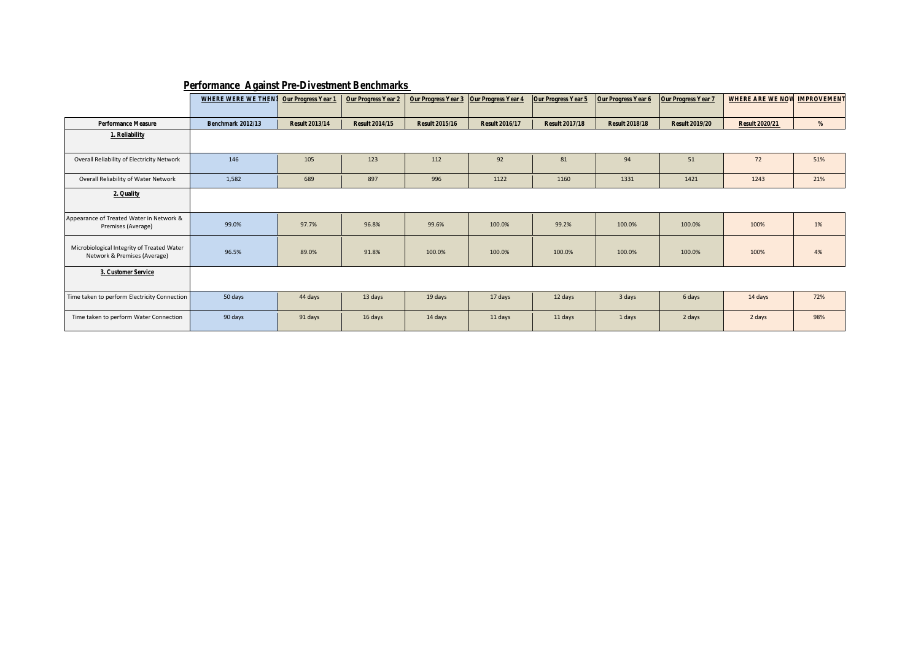## Performance Against Pre-Divestment Benchmarks

| | WHERE WERE WE THEN? | Our Progress Year 1 | Our Progress Year 2 | Our Progress Year 3 | Our Progress Year 4 | Our Progress Year 5 | Our Progress Year 6 | Our Progress Year 7 | WHERE ARE WE NOW | IMPROVEMENT |
|---|---|---|---|---|---|---|---|---|---|---|
| **Performance Measure** | **Benchmark 2012/13** | **Result 2013/14** | **Result 2014/15** | **Result 2015/16** | **Result 2016/17** | **Result 2017/18** | **Result 2018/18** | **Result 2019/20** | **Result 2020/21** | **%** |
| **1. Reliability** | | | | | | | | | | |
| Overall Reliability of Electricity Network | 146 | 105 | 123 | 112 | 92 | 81 | 94 | 51 | 72 | 51% |
| Overall Reliability of Water Network | 1,582 | 689 | 897 | 996 | 1122 | 1160 | 1331 | 1421 | 1243 | 21% |
| **2. Quality** | | | | | | | | | | |
| Appearance of Treated Water in Network & Premises (Average) | 99.0% | 97.7% | 96.8% | 99.6% | 100.0% | 99.2% | 100.0% | 100.0% | 100% | 1% |
| Microbiological Integrity of Treated Water Network & Premises (Average) | 96.5% | 89.0% | 91.8% | 100.0% | 100.0% | 100.0% | 100.0% | 100.0% | 100% | 4% |
| **3. Customer Service** | | | | | | | | | | |
| Time taken to perform Electricity Connection | 50 days | 44 days | 13 days | 19 days | 17 days | 12 days | 3 days | 6 days | 14 days | 72% |
| Time taken to perform Water Connection | 90 days | 91 days | 16 days | 14 days | 11 days | 11 days | 1 days | 2 days | 2 days | 98% |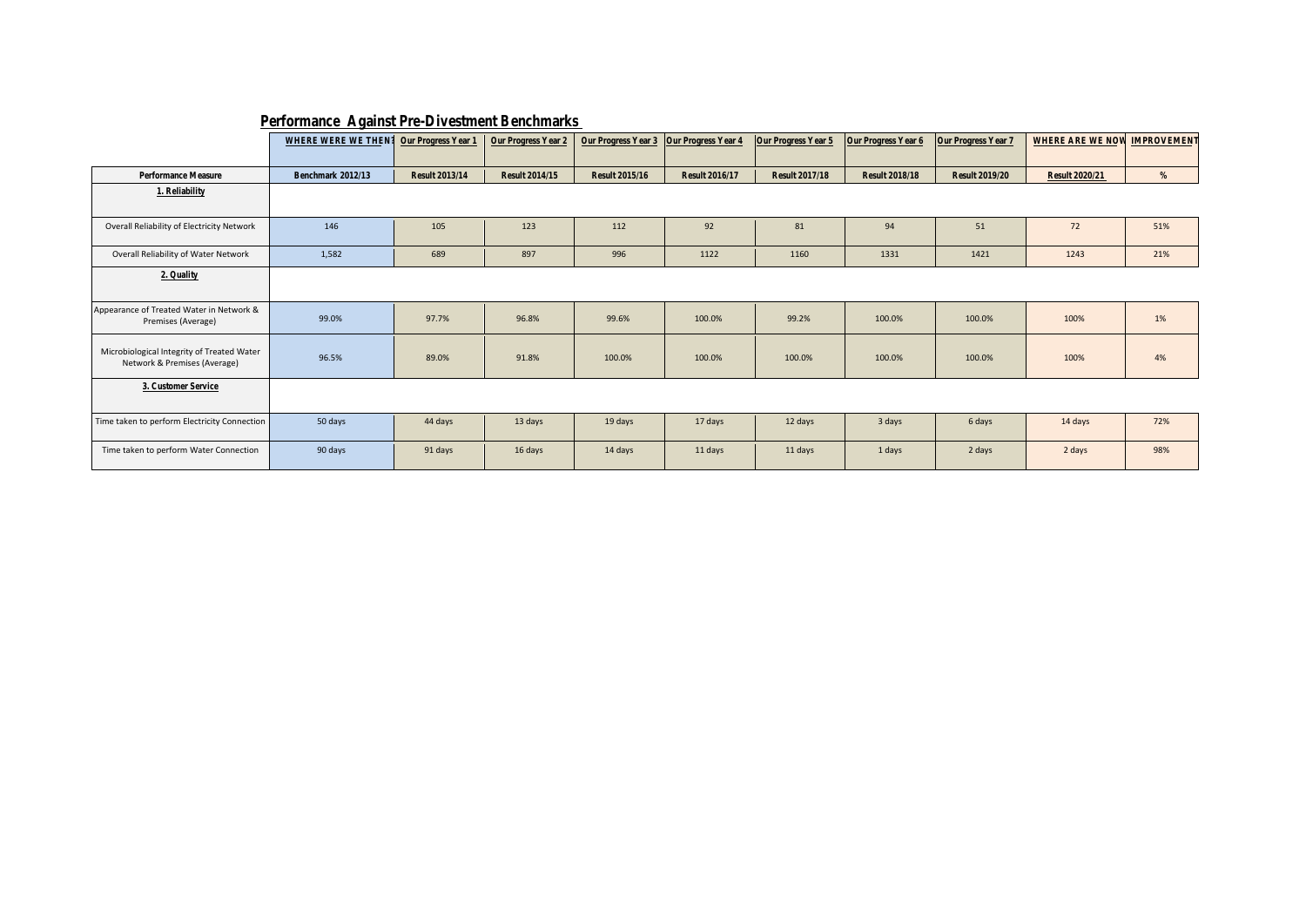## Performance Against Pre-Divestment Benchmarks

| | WHERE WERE WE THEN? | Our Progress Year 1 | Our Progress Year 2 | Our Progress Year 3 | Our Progress Year 4 | Our Progress Year 5 | Our Progress Year 6 | Our Progress Year 7 | WHERE ARE WE NOW | IMPROVEMENT |
|---|---|---|---|---|---|---|---|---|---|---|
| **Performance Measure** | **Benchmark 2012/13** | **Result 2013/14** | **Result 2014/15** | **Result 2015/16** | **Result 2016/17** | **Result 2017/18** | **Result 2018/18** | **Result 2019/20** | **Result 2020/21** | **%** |
| **1. Reliability** | | | | | | | | | | |
| Overall Reliability of Electricity Network | 146 | 105 | 123 | 112 | 92 | 81 | 94 | 51 | 72 | 51% |
| Overall Reliability of Water Network | 1,582 | 689 | 897 | 996 | 1122 | 1160 | 1331 | 1421 | 1243 | 21% |
| **2. Quality** | | | | | | | | | | |
| Appearance of Treated Water in Network & Premises (Average) | 99.0% | 97.7% | 96.8% | 99.6% | 100.0% | 99.2% | 100.0% | 100.0% | 100% | 1% |
| Microbiological Integrity of Treated Water Network & Premises (Average) | 96.5% | 89.0% | 91.8% | 100.0% | 100.0% | 100.0% | 100.0% | 100.0% | 100% | 4% |
| **3. Customer Service** | | | | | | | | | | |
| Time taken to perform Electricity Connection | 50 days | 44 days | 13 days | 19 days | 17 days | 12 days | 3 days | 6 days | 14 days | 72% |
| Time taken to perform Water Connection | 90 days | 91 days | 16 days | 14 days | 11 days | 11 days | 1 days | 2 days | 2 days | 98% |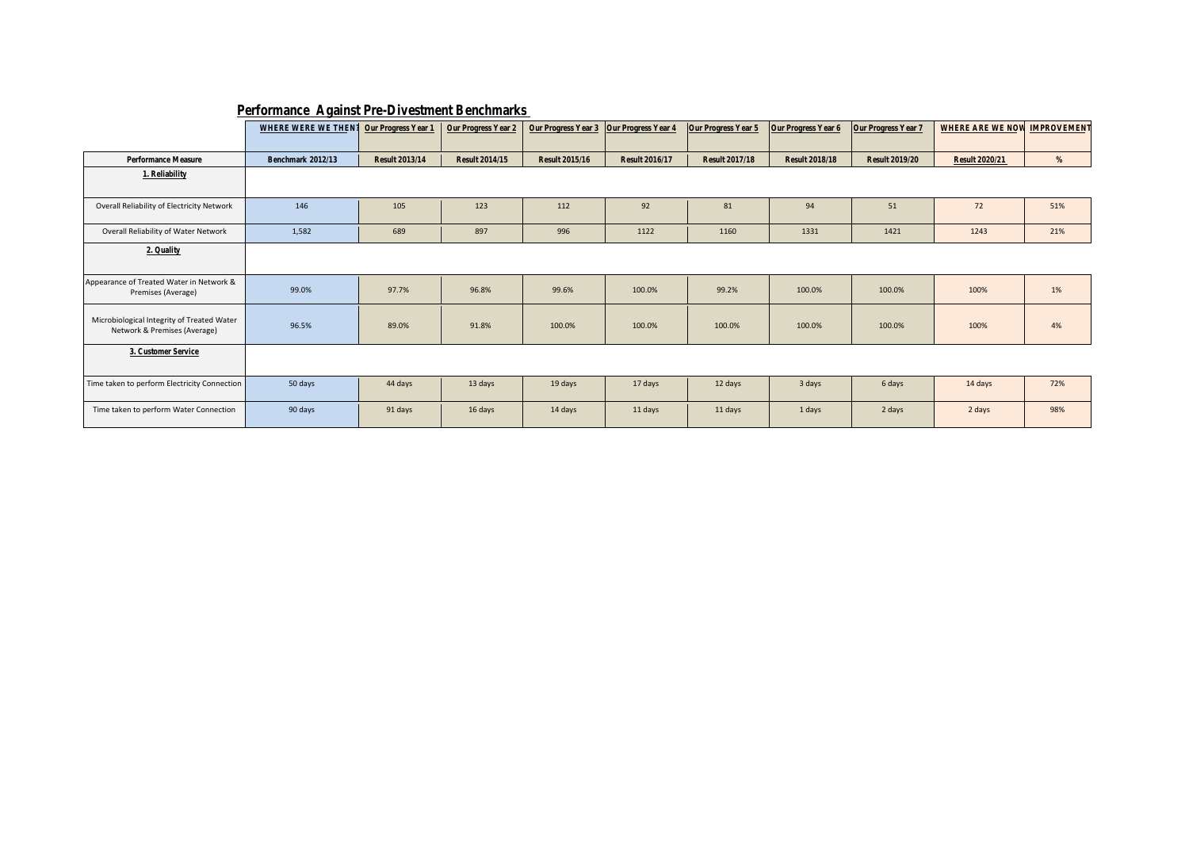## Performance Against Pre-Divestment Benchmarks

| | WHERE WERE WE THEN? | Our Progress Year 1 | Our Progress Year 2 | Our Progress Year 3 | Our Progress Year 4 | Our Progress Year 5 | Our Progress Year 6 | Our Progress Year 7 | WHERE ARE WE NOW | IMPROVEMENT |
|---|---|---|---|---|---|---|---|---|---|---|
| **Performance Measure** | **Benchmark 2012/13** | **Result 2013/14** | **Result 2014/15** | **Result 2015/16** | **Result 2016/17** | **Result 2017/18** | **Result 2018/18** | **Result 2019/20** | **Result 2020/21** | **%** |
| **1. Reliability** | | | | | | | | | | |
| Overall Reliability of Electricity Network | 146 | 105 | 123 | 112 | 92 | 81 | 94 | 51 | 72 | 51% |
| Overall Reliability of Water Network | 1,582 | 689 | 897 | 996 | 1122 | 1160 | 1331 | 1421 | 1243 | 21% |
| **2. Quality** | | | | | | | | | | |
| Appearance of Treated Water in Network & Premises (Average) | 99.0% | 97.7% | 96.8% | 99.6% | 100.0% | 99.2% | 100.0% | 100.0% | 100% | 1% |
| Microbiological Integrity of Treated Water Network & Premises (Average) | 96.5% | 89.0% | 91.8% | 100.0% | 100.0% | 100.0% | 100.0% | 100.0% | 100% | 4% |
| **3. Customer Service** | | | | | | | | | | |
| Time taken to perform Electricity Connection | 50 days | 44 days | 13 days | 19 days | 17 days | 12 days | 3 days | 6 days | 14 days | 72% |
| Time taken to perform Water Connection | 90 days | 91 days | 16 days | 14 days | 11 days | 11 days | 1 days | 2 days | 2 days | 98% |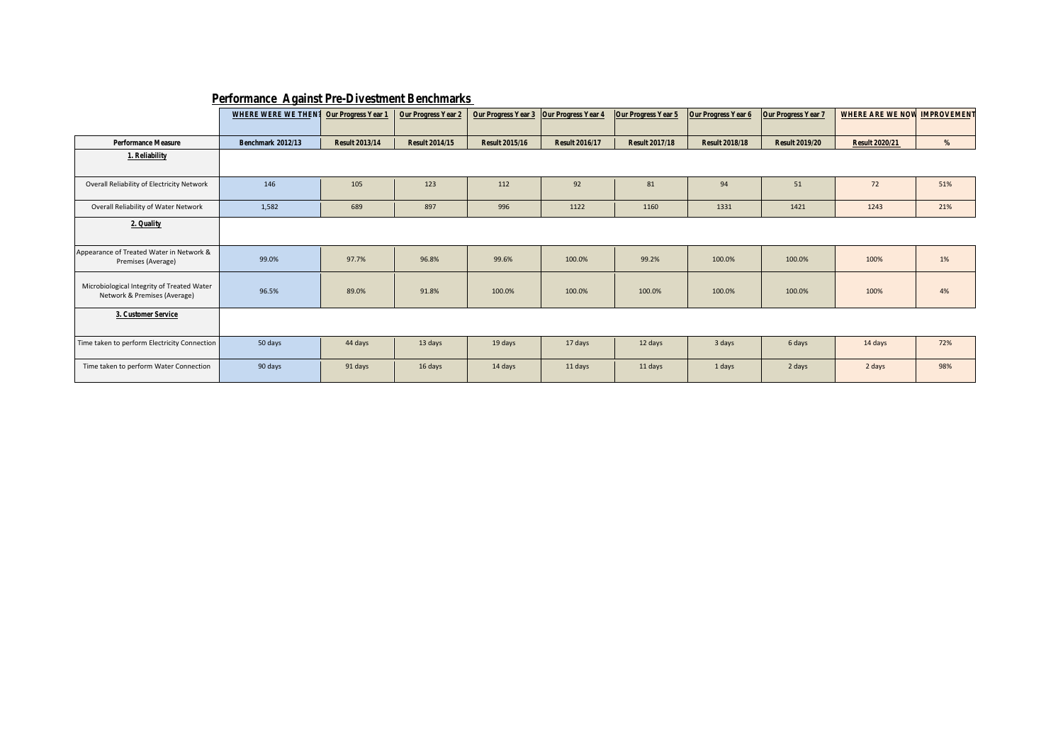## Performance Against Pre-Divestment Benchmarks

| | WHERE WERE WE THEN? | Our Progress Year 1 | Our Progress Year 2 | Our Progress Year 3 | Our Progress Year 4 | Our Progress Year 5 | Our Progress Year 6 | Our Progress Year 7 | WHERE ARE WE NOW | IMPROVEMENT |
|---|---|---|---|---|---|---|---|---|---|---|
| **Performance Measure** | **Benchmark 2012/13** | **Result 2013/14** | **Result 2014/15** | **Result 2015/16** | **Result 2016/17** | **Result 2017/18** | **Result 2018/18** | **Result 2019/20** | **Result 2020/21** | **%** |
| **1. Reliability** | | | | | | | | | | |
| Overall Reliability of Electricity Network | 146 | 105 | 123 | 112 | 92 | 81 | 94 | 51 | 72 | 51% |
| Overall Reliability of Water Network | 1,582 | 689 | 897 | 996 | 1122 | 1160 | 1331 | 1421 | 1243 | 21% |
| **2. Quality** | | | | | | | | | | |
| Appearance of Treated Water in Network & Premises (Average) | 99.0% | 97.7% | 96.8% | 99.6% | 100.0% | 99.2% | 100.0% | 100.0% | 100% | 1% |
| Microbiological Integrity of Treated Water Network & Premises (Average) | 96.5% | 89.0% | 91.8% | 100.0% | 100.0% | 100.0% | 100.0% | 100.0% | 100% | 4% |
| **3. Customer Service** | | | | | | | | | | |
| Time taken to perform Electricity Connection | 50 days | 44 days | 13 days | 19 days | 17 days | 12 days | 3 days | 6 days | 14 days | 72% |
| Time taken to perform Water Connection | 90 days | 91 days | 16 days | 14 days | 11 days | 11 days | 1 days | 2 days | 2 days | 98% |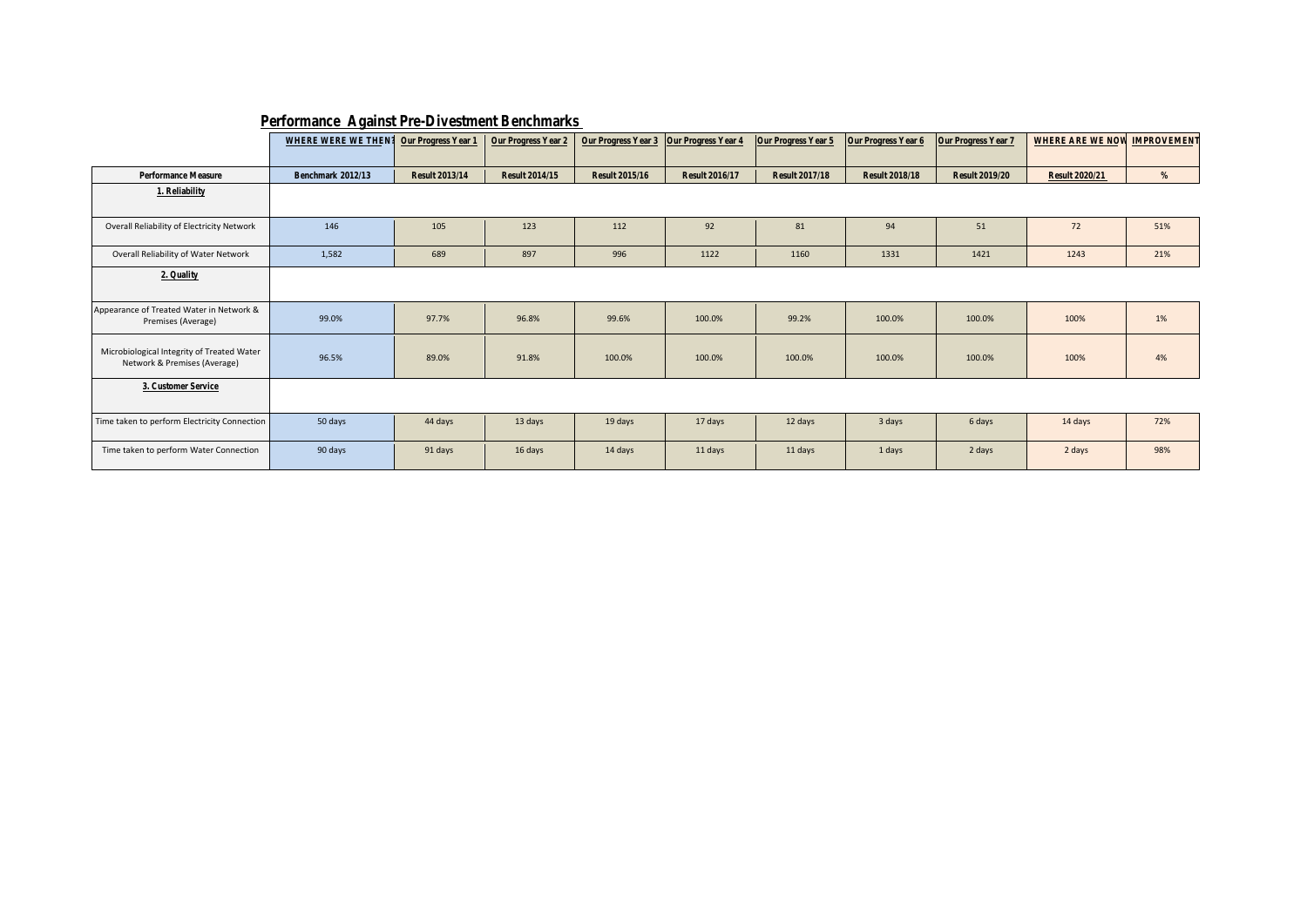## Performance Against Pre-Divestment Benchmarks

| | WHERE WERE WE THEN? | Our Progress Year 1 | Our Progress Year 2 | Our Progress Year 3 | Our Progress Year 4 | Our Progress Year 5 | Our Progress Year 6 | Our Progress Year 7 | WHERE ARE WE NOW | IMPROVEMENT |
|---|---|---|---|---|---|---|---|---|---|---|
| **Performance Measure** | **Benchmark 2012/13** | **Result 2013/14** | **Result 2014/15** | **Result 2015/16** | **Result 2016/17** | **Result 2017/18** | **Result 2018/18** | **Result 2019/20** | **Result 2020/21** | **%** |
| **1. Reliability** | | | | | | | | | | |
| Overall Reliability of Electricity Network | 146 | 105 | 123 | 112 | 92 | 81 | 94 | 51 | 72 | 51% |
| Overall Reliability of Water Network | 1,582 | 689 | 897 | 996 | 1122 | 1160 | 1331 | 1421 | 1243 | 21% |
| **2. Quality** | | | | | | | | | | |
| Appearance of Treated Water in Network & Premises (Average) | 99.0% | 97.7% | 96.8% | 99.6% | 100.0% | 99.2% | 100.0% | 100.0% | 100% | 1% |
| Microbiological Integrity of Treated Water Network & Premises (Average) | 96.5% | 89.0% | 91.8% | 100.0% | 100.0% | 100.0% | 100.0% | 100.0% | 100% | 4% |
| **3. Customer Service** | | | | | | | | | | |
| Time taken to perform Electricity Connection | 50 days | 44 days | 13 days | 19 days | 17 days | 12 days | 3 days | 6 days | 14 days | 72% |
| Time taken to perform Water Connection | 90 days | 91 days | 16 days | 14 days | 11 days | 11 days | 1 days | 2 days | 2 days | 98% |